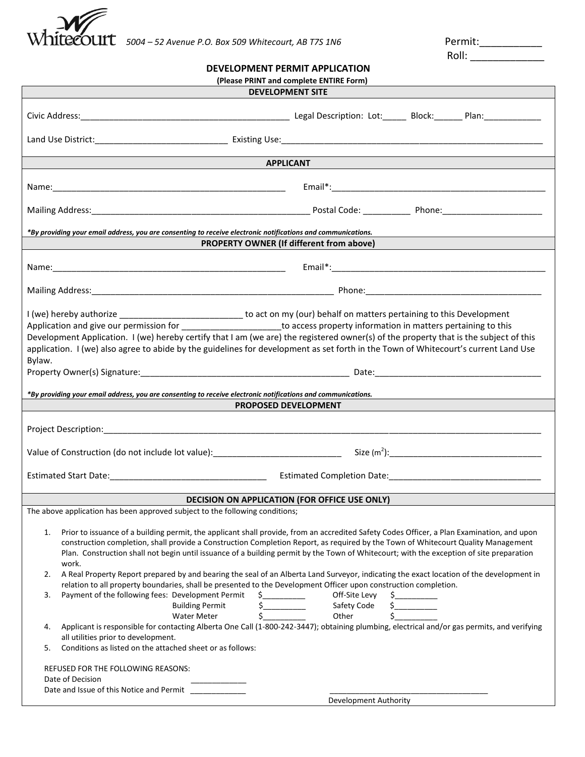Whitecourt 5004 – 52 Avenue P.O. Box 509 Whitecourt, AB T7S 1N6

Permit:__________
Roll: ____________

# DEVELOPMENT PERMIT APPLICATION

**(Please PRINT and complete ENTIRE Form)**

## DEVELOPMENT SITE

Civic Address:___________________________________________ Legal Description: Lot:_____ Block:______ Plan:____________

Land Use District:___________________________ Existing Use:________________________________________________________

## APPLICANT

Name:__________________________________________________ Email*:_____________________________________________

Mailing Address:_______________________________________________ Postal Code: __________ Phone:_____________________

***By providing your email address, you are consenting to receive electronic notifications and communications.***

## PROPERTY OWNER (If different from above)

Name:__________________________________________________ Email*:_____________________________________________

Mailing Address:____________________________________________________ Phone:_____________________________________

I (we) hereby authorize _________________________ to act on my (our) behalf on matters pertaining to this Development Application and give our permission for _____________________to access property information in matters pertaining to this Development Application. I (we) hereby certify that I am (we are) the registered owner(s) of the property that is the subject of this application. I (we) also agree to abide by the guidelines for development as set forth in the Town of Whitecourt's current Land Use Bylaw.

Property Owner(s) Signature:____________________________________________ Date:__________________________________

***By providing your email address, you are consenting to receive electronic notifications and communications.***

## PROPOSED DEVELOPMENT

Project Description:_________________________________________________________________________________________

Value of Construction (do not include lot value):___________________________ Size ($m^2$):________________________________

Estimated Start Date:_________________________________ Estimated Completion Date:________________________________

## DECISION ON APPLICATION (FOR OFFICE USE ONLY)

The above application has been approved subject to the following conditions;

1. Prior to issuance of a building permit, the applicant shall provide, from an accredited Safety Codes Officer, a Plan Examination, and upon construction completion, shall provide a Construction Completion Report, as required by the Town of Whitecourt Quality Management Plan. Construction shall not begin until issuance of a building permit by the Town of Whitecourt; with the exception of site preparation work.
2. A Real Property Report prepared by and bearing the seal of an Alberta Land Surveyor, indicating the exact location of the development in relation to all property boundaries, shall be presented to the Development Officer upon construction completion.
3. Payment of the following fees:

| | | | |
|---|---|---|---|
| Development Permit | $_________ | Off-Site Levy | $_________ |
| Building Permit | $_________ | Safety Code | $_________ |
| Water Meter | $_________ | Other | $_________ |

4. Applicant is responsible for contacting Alberta One Call (1-800-242-3447); obtaining plumbing, electrical and/or gas permits, and verifying all utilities prior to development.
5. Conditions as listed on the attached sheet or as follows:

REFUSED FOR THE FOLLOWING REASONS:

Date of Decision ____________

Date and Issue of this Notice and Permit ____________

____________________________________
Development Authority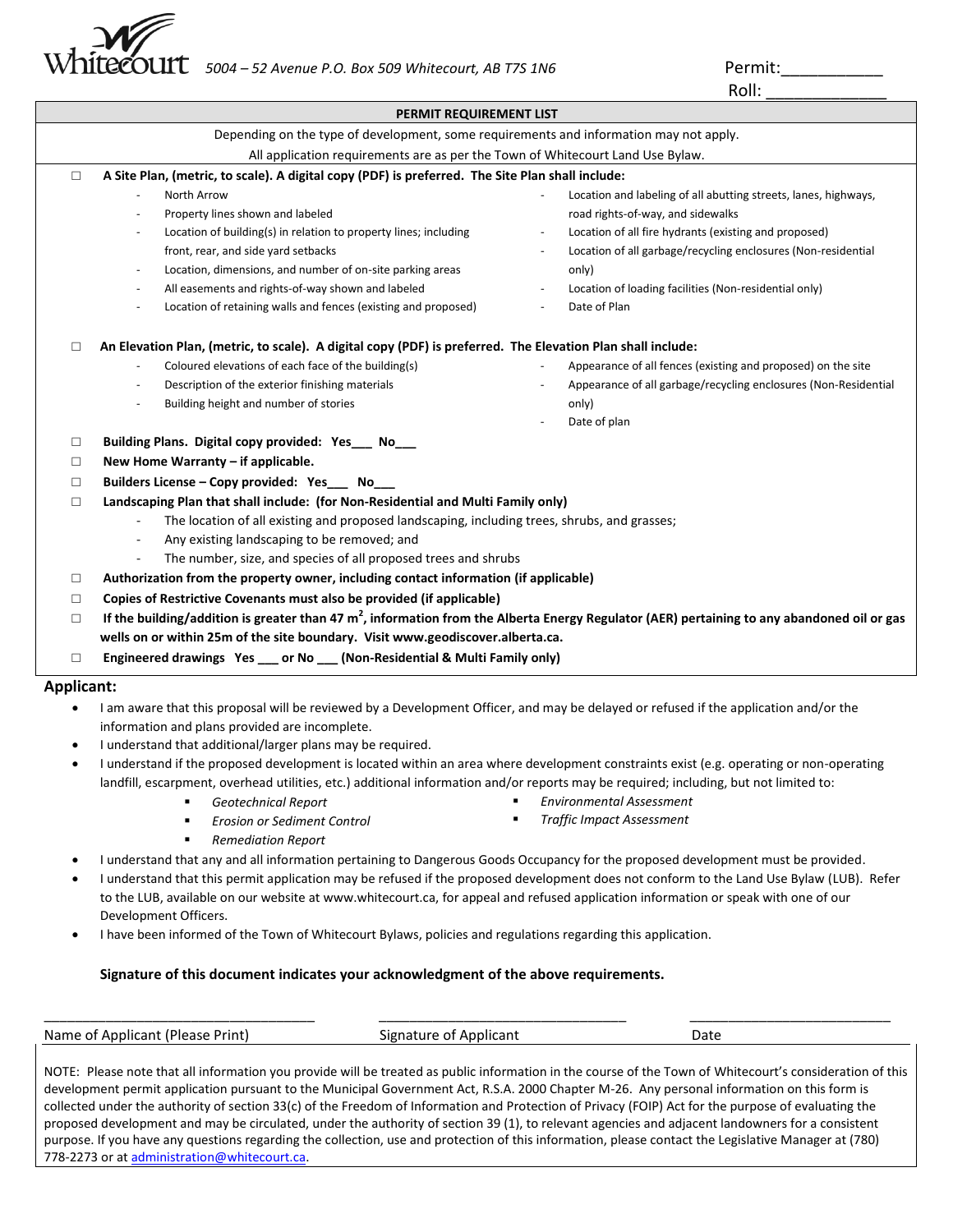Whitecourt 5004 – 52 Avenue P.O. Box 509 Whitecourt, AB T7S 1N6

Permit:___________

Roll: _____________

## PERMIT REQUIREMENT LIST

Depending on the type of development, some requirements and information may not apply.

All application requirements are as per the Town of Whitecourt Land Use Bylaw.

☐ **A Site Plan, (metric, to scale). A digital copy (PDF) is preferred. The Site Plan shall include:**

- North Arrow
- Property lines shown and labeled
- Location of building(s) in relation to property lines; including front, rear, and side yard setbacks
- Location, dimensions, and number of on-site parking areas
- All easements and rights-of-way shown and labeled
- Location of retaining walls and fences (existing and proposed)
- Location and labeling of all abutting streets, lanes, highways, road rights-of-way, and sidewalks
- Location of all fire hydrants (existing and proposed)
- Location of all garbage/recycling enclosures (Non-residential only)
- Location of loading facilities (Non-residential only)
- Date of Plan

☐ **An Elevation Plan, (metric, to scale). A digital copy (PDF) is preferred. The Elevation Plan shall include:**

- Coloured elevations of each face of the building(s)
- Description of the exterior finishing materials
- Building height and number of stories
- Appearance of all fences (existing and proposed) on the site
- Appearance of all garbage/recycling enclosures (Non-Residential only)
- Date of plan

☐ **Building Plans. Digital copy provided: Yes___ No___**

☐ **New Home Warranty – if applicable.**

☐ **Builders License – Copy provided: Yes___ No___**

☐ **Landscaping Plan that shall include: (for Non-Residential and Multi Family only)**

- The location of all existing and proposed landscaping, including trees, shrubs, and grasses;
- Any existing landscaping to be removed; and
- The number, size, and species of all proposed trees and shrubs

☐ **Authorization from the property owner, including contact information (if applicable)**

☐ **Copies of Restrictive Covenants must also be provided (if applicable)**

☐ **If the building/addition is greater than 47 $m^2$, information from the Alberta Energy Regulator (AER) pertaining to any abandoned oil or gas wells on or within 25m of the site boundary. Visit www.geodiscover.alberta.ca.**

☐ **Engineered drawings Yes ___ or No ___ (Non-Residential & Multi Family only)**

### Applicant:

- I am aware that this proposal will be reviewed by a Development Officer, and may be delayed or refused if the application and/or the information and plans provided are incomplete.
- I understand that additional/larger plans may be required.
- I understand if the proposed development is located within an area where development constraints exist (e.g. operating or non-operating landfill, escarpment, overhead utilities, etc.) additional information and/or reports may be required; including, but not limited to:
  - *Geotechnical Report*
  - *Erosion or Sediment Control*
  - *Remediation Report*
  - *Environmental Assessment*
  - *Traffic Impact Assessment*
- I understand that any and all information pertaining to Dangerous Goods Occupancy for the proposed development must be provided.
- I understand that this permit application may be refused if the proposed development does not conform to the Land Use Bylaw (LUB). Refer to the LUB, available on our website at www.whitecourt.ca, for appeal and refused application information or speak with one of our Development Officers.
- I have been informed of the Town of Whitecourt Bylaws, policies and regulations regarding this application.

**Signature of this document indicates your acknowledgment of the above requirements.**

| Name of Applicant (Please Print) | Signature of Applicant | Date |
|---|---|---|
| | | |

NOTE: Please note that all information you provide will be treated as public information in the course of the Town of Whitecourt's consideration of this development permit application pursuant to the Municipal Government Act, R.S.A. 2000 Chapter M-26. Any personal information on this form is collected under the authority of section 33(c) of the Freedom of Information and Protection of Privacy (FOIP) Act for the purpose of evaluating the proposed development and may be circulated, under the authority of section 39 (1), to relevant agencies and adjacent landowners for a consistent purpose. If you have any questions regarding the collection, use and protection of this information, please contact the Legislative Manager at (780) 778-2273 or at administration@whitecourt.ca.